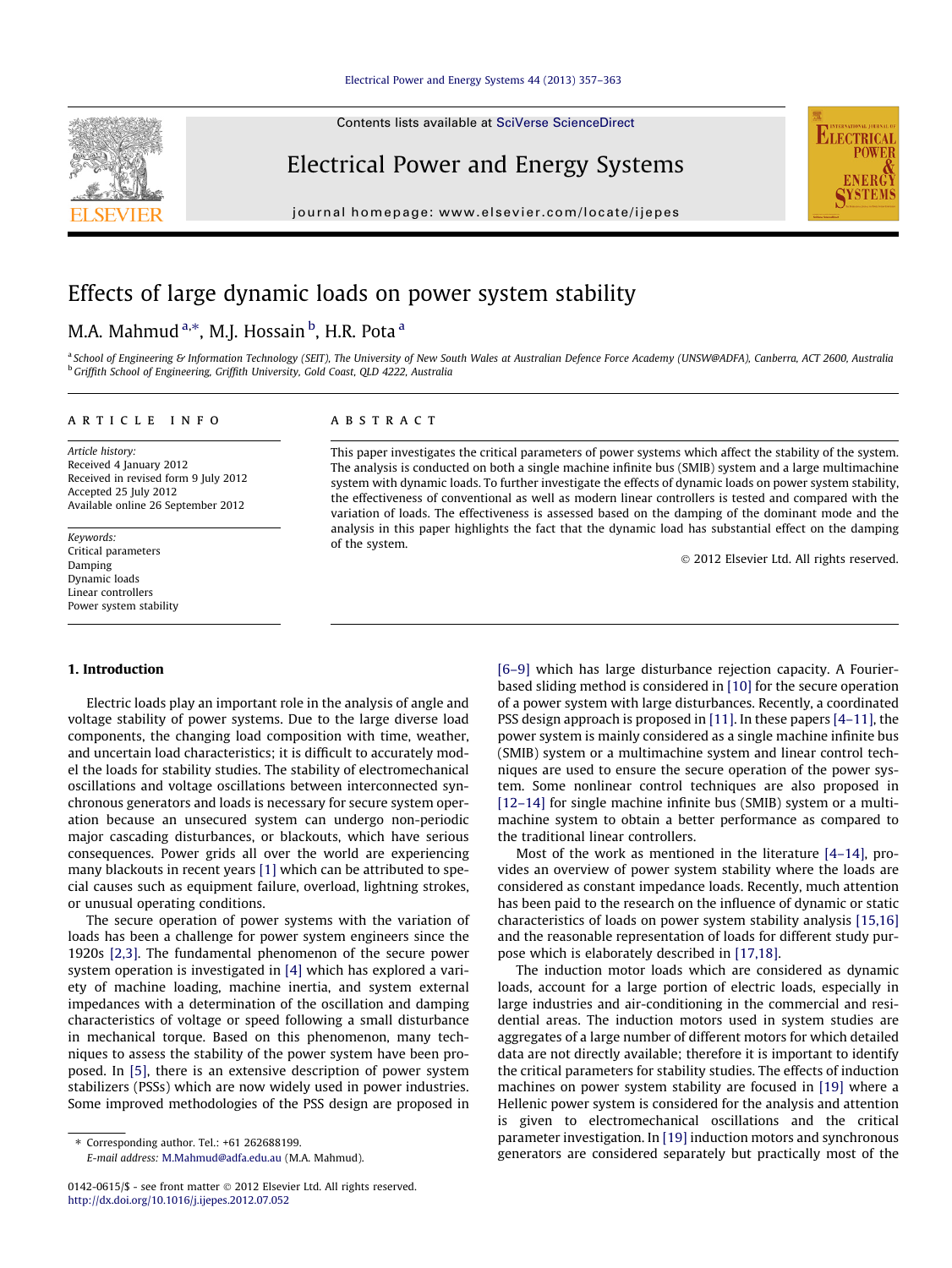# Effects of large dynamic loads on power system stability

M.A. Mahmud [a,*], M.J. Hossain [b], H.R. Pota [a]

[a] School of Engineering & Information Technology (SEIT), The University of New South Wales at Australian Defence Force Academy (UNSW@ADFA), Canberra, ACT 2600, Australia
[b] Griffith School of Engineering, Griffith University, Gold Coast, QLD 4222, Australia

**ARTICLE INFO**

*Article history:*
Received 4 January 2012
Received in revised form 9 July 2012
Accepted 25 July 2012
Available online 26 September 2012

*Keywords:*
Critical parameters
Damping
Dynamic loads
Linear controllers
Power system stability

**ABSTRACT**

This paper investigates the critical parameters of power systems which affect the stability of the system. The analysis is conducted on both a single machine infinite bus (SMIB) system and a large multimachine system with dynamic loads. To further investigate the effects of dynamic loads on power system stability, the effectiveness of conventional as well as modern linear controllers is tested and compared with the variation of loads. The effectiveness is assessed based on the damping of the dominant mode and the analysis in this paper highlights the fact that the dynamic load has substantial effect on the damping of the system.

© 2012 Elsevier Ltd. All rights reserved.

## 1. Introduction

Electric loads play an important role in the analysis of angle and voltage stability of power systems. Due to the large diverse load components, the changing load composition with time, weather, and uncertain load characteristics; it is difficult to accurately model the loads for stability studies. The stability of electromechanical oscillations and voltage oscillations between interconnected synchronous generators and loads is necessary for secure system operation because an unsecured system can undergo non-periodic major cascading disturbances, or blackouts, which have serious consequences. Power grids all over the world are experiencing many blackouts in recent years [1] which can be attributed to special causes such as equipment failure, overload, lightning strokes, or unusual operating conditions.

The secure operation of power systems with the variation of loads has been a challenge for power system engineers since the 1920s [2,3]. The fundamental phenomenon of the secure power system operation is investigated in [4] which has explored a variety of machine loading, machine inertia, and system external impedances with a determination of the oscillation and damping characteristics of voltage or speed following a small disturbance in mechanical torque. Based on this phenomenon, many techniques to assess the stability of the power system have been proposed. In [5], there is an extensive description of power system stabilizers (PSSs) which are now widely used in power industries. Some improved methodologies of the PSS design are proposed in [6–9] which has large disturbance rejection capacity. A Fourier-based sliding method is considered in [10] for the secure operation of a power system with large disturbances. Recently, a coordinated PSS design approach is proposed in [11]. In these papers [4–11], the power system is mainly considered as a single machine infinite bus (SMIB) system or a multimachine system and linear control techniques are used to ensure the secure operation of the power system. Some nonlinear control techniques are also proposed in [12–14] for single machine infinite bus (SMIB) system or a multimachine system to obtain a better performance as compared to the traditional linear controllers.

Most of the work as mentioned in the literature [4–14], provides an overview of power system stability where the loads are considered as constant impedance loads. Recently, much attention has been paid to the research on the influence of dynamic or static characteristics of loads on power system stability analysis [15,16] and the reasonable representation of loads for different study purpose which is elaborately described in [17,18].

The induction motor loads which are considered as dynamic loads, account for a large portion of electric loads, especially in large industries and air-conditioning in the commercial and residential areas. The induction motors used in system studies are aggregates of a large number of different motors for which detailed data are not directly available; therefore it is important to identify the critical parameters for stability studies. The effects of induction machines on power system stability are focused in [19] where a Hellenic power system is considered for the analysis and attention is given to electromechanical oscillations and the critical parameter investigation. In [19] induction motors and synchronous generators are considered separately but practically most of the

* Corresponding author. Tel.: +61 262688199.
E-mail address: M.Mahmud@adfa.edu.au (M.A. Mahmud).

0142-0615/$ - see front matter © 2012 Elsevier Ltd. All rights reserved.
http://dx.doi.org/10.1016/j.ijepes.2012.07.052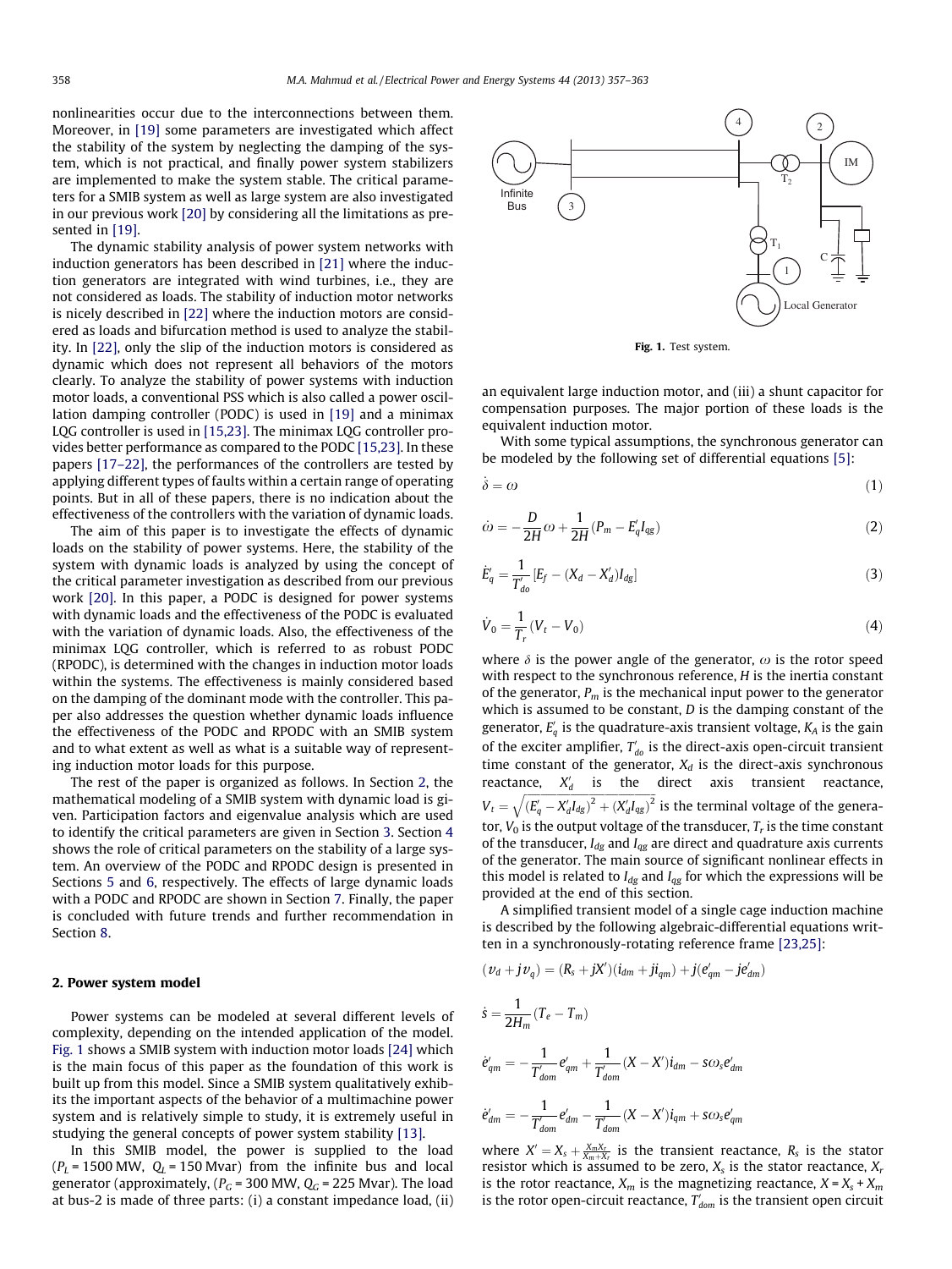nonlinearities occur due to the interconnections between them. Moreover, in [19] some parameters are investigated which affect the stability of the system by neglecting the damping of the system, which is not practical, and finally power system stabilizers are implemented to make the system stable. The critical parameters for a SMIB system as well as large system are also investigated in our previous work [20] by considering all the limitations as presented in [19].

The dynamic stability analysis of power system networks with induction generators has been described in [21] where the induction generators are integrated with wind turbines, i.e., they are not considered as loads. The stability of induction motor networks is nicely described in [22] where the induction motors are considered as loads and bifurcation method is used to analyze the stability. In [22], only the slip of the induction motors is considered as dynamic which does not represent all behaviors of the motors clearly. To analyze the stability of power systems with induction motor loads, a conventional PSS which is also called a power oscillation damping controller (PODC) is used in [19] and a minimax LQG controller is used in [15,23]. The minimax LQG controller provides better performance as compared to the PODC [15,23]. In these papers [17–22], the performances of the controllers are tested by applying different types of faults within a certain range of operating points. But in all of these papers, there is no indication about the effectiveness of the controllers with the variation of dynamic loads.

The aim of this paper is to investigate the effects of dynamic loads on the stability of power systems. Here, the stability of the system with dynamic loads is analyzed by using the concept of the critical parameter investigation as described from our previous work [20]. In this paper, a PODC is designed for power systems with dynamic loads and the effectiveness of the PODC is evaluated with the variation of dynamic loads. Also, the effectiveness of the minimax LQG controller, which is referred to as robust PODC (RPODC), is determined with the changes in induction motor loads within the systems. The effectiveness is mainly considered based on the damping of the dominant mode with the controller. This paper also addresses the question whether dynamic loads influence the effectiveness of the PODC and RPODC with an SMIB system and to what extent as well as what is a suitable way of representing induction motor loads for this purpose.

The rest of the paper is organized as follows. In Section 2, the mathematical modeling of a SMIB system with dynamic load is given. Participation factors and eigenvalue analysis which are used to identify the critical parameters are given in Section 3. Section 4 shows the role of critical parameters on the stability of a large system. An overview of the PODC and RPODC design is presented in Sections 5 and 6, respectively. The effects of large dynamic loads with a PODC and RPODC are shown in Section 7. Finally, the paper is concluded with future trends and further recommendation in Section 8.

## 2. Power system model

Power systems can be modeled at several different levels of complexity, depending on the intended application of the model. Fig. 1 shows a SMIB system with induction motor loads [24] which is the main focus of this paper as the foundation of this work is built up from this model. Since a SMIB system qualitatively exhibits the important aspects of the behavior of a multimachine power system and is relatively simple to study, it is extremely useful in studying the general concepts of power system stability [13].

In this SMIB model, the power is supplied to the load ($P_L$ = 1500 MW, $Q_L$ = 150 Mvar) from the infinite bus and local generator (approximately, ($P_G$ = 300 MW, $Q_G$ = 225 Mvar). The load at bus-2 is made of three parts: (i) a constant impedance load, (ii) an equivalent large induction motor, and (iii) a shunt capacitor for compensation purposes. The major portion of these loads is the equivalent induction motor.

Fig. 1. Test system.

With some typical assumptions, the synchronous generator can be modeled by the following set of differential equations [5]:

$$\dot{\delta} = \omega \tag{1}$$

$$\dot{\omega} = -\frac{D}{2H}\omega + \frac{1}{2H}(P_m - E_q' I_{qg}) \tag{2}$$

$$\dot{E}_q' = \frac{1}{T_{do}'}[E_f - (X_d - X_d')I_{dg}] \tag{3}$$

$$\dot{V}_0 = \frac{1}{T_r}(V_t - V_0) \tag{4}$$

where $\delta$ is the power angle of the generator, $\omega$ is the rotor speed with respect to the synchronous reference, $H$ is the inertia constant of the generator, $P_m$ is the mechanical input power to the generator which is assumed to be constant, $D$ is the damping constant of the generator, $E_q'$ is the quadrature-axis transient voltage, $K_A$ is the gain of the exciter amplifier, $T_{do}'$ is the direct-axis open-circuit transient time constant of the generator, $X_d$ is the direct-axis synchronous reactance, $X_d'$ is the direct axis transient reactance, $V_t = \sqrt{(E_q' - X_d' I_{dg})^2 + (X_d' I_{qg})^2}$ is the terminal voltage of the generator, $V_0$ is the output voltage of the transducer, $T_r$ is the time constant of the transducer, $I_{dg}$ and $I_{qg}$ are direct and quadrature axis currents of the generator. The main source of significant nonlinear effects in this model is related to $I_{dg}$ and $I_{qg}$ for which the expressions will be provided at the end of this section.

A simplified transient model of a single cage induction machine is described by the following algebraic-differential equations written in a synchronously-rotating reference frame [23,25]:

$$(v_d + jv_q) = (R_s + jX')(i_{dm} + ji_{qm}) + j(e_{qm}' - je_{dm}')$$

$$\dot{s} = \frac{1}{2H_m}(T_e - T_m)$$

$$\dot{e}_{qm}' = -\frac{1}{T_{dom}'}e_{qm}' + \frac{1}{T_{dom}'}(X - X')i_{dm} - s\omega_s e_{dm}'$$

$$\dot{e}_{dm}' = -\frac{1}{T_{dom}'}e_{dm}' - \frac{1}{T_{dom}'}(X - X')i_{qm} + s\omega_s e_{qm}'$$

where $X' = X_s + \frac{X_m X_r}{X_m + X_r}$ is the transient reactance, $R_s$ is the stator resistor which is assumed to be zero, $X_s$ is the stator reactance, $X_r$ is the rotor reactance, $X_m$ is the magnetizing reactance, $X = X_s + X_m$ is the rotor open-circuit reactance, $T_{dom}'$ is the transient open circuit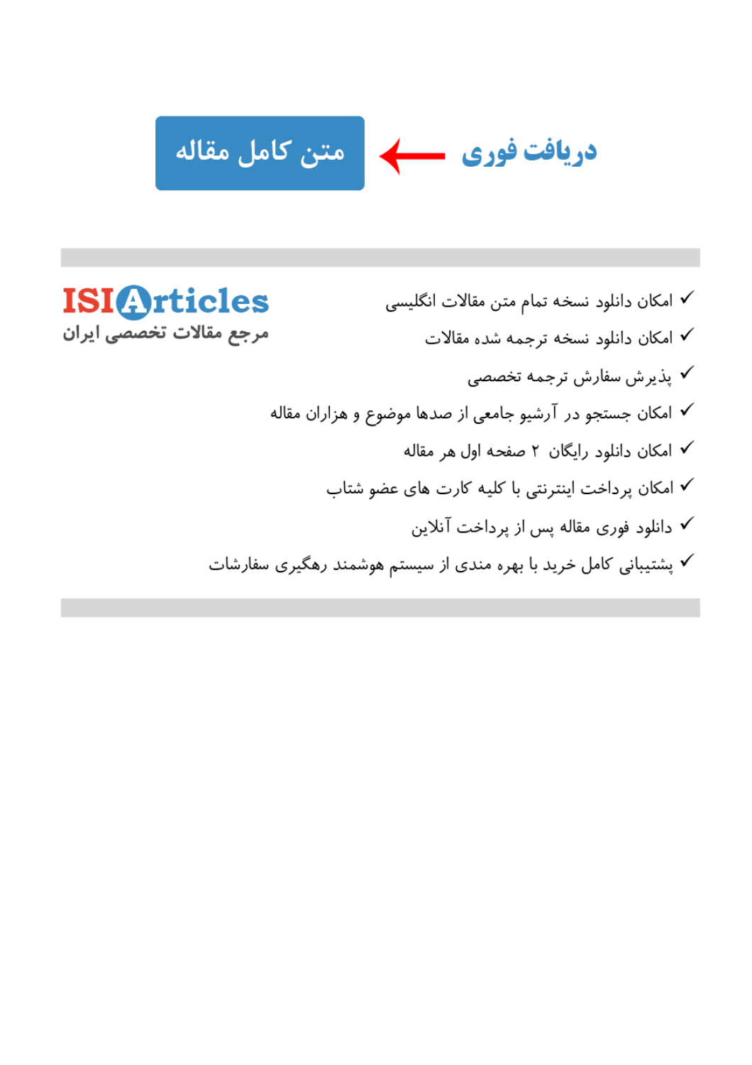دریافت فوری ← **متن کامل مقاله**

**ISIArticles**
مرجع مقالات تخصصی ایران

- ✓ امکان دانلود نسخه تمام متن مقالات انگلیسی
- ✓ امکان دانلود نسخه ترجمه شده مقالات
- ✓ پذیرش سفارش ترجمه تخصصی
- ✓ امکان جستجو در آرشیو جامعی از صدها موضوع و هزاران مقاله
- ✓ امکان دانلود رایگان ۲ صفحه اول هر مقاله
- ✓ امکان پرداخت اینترنتی با کلیه کارت های عضو شتاب
- ✓ دانلود فوری مقاله پس از پرداخت آنلاین
- ✓ پشتیبانی کامل خرید با بهره مندی از سیستم هوشمند رهگیری سفارشات